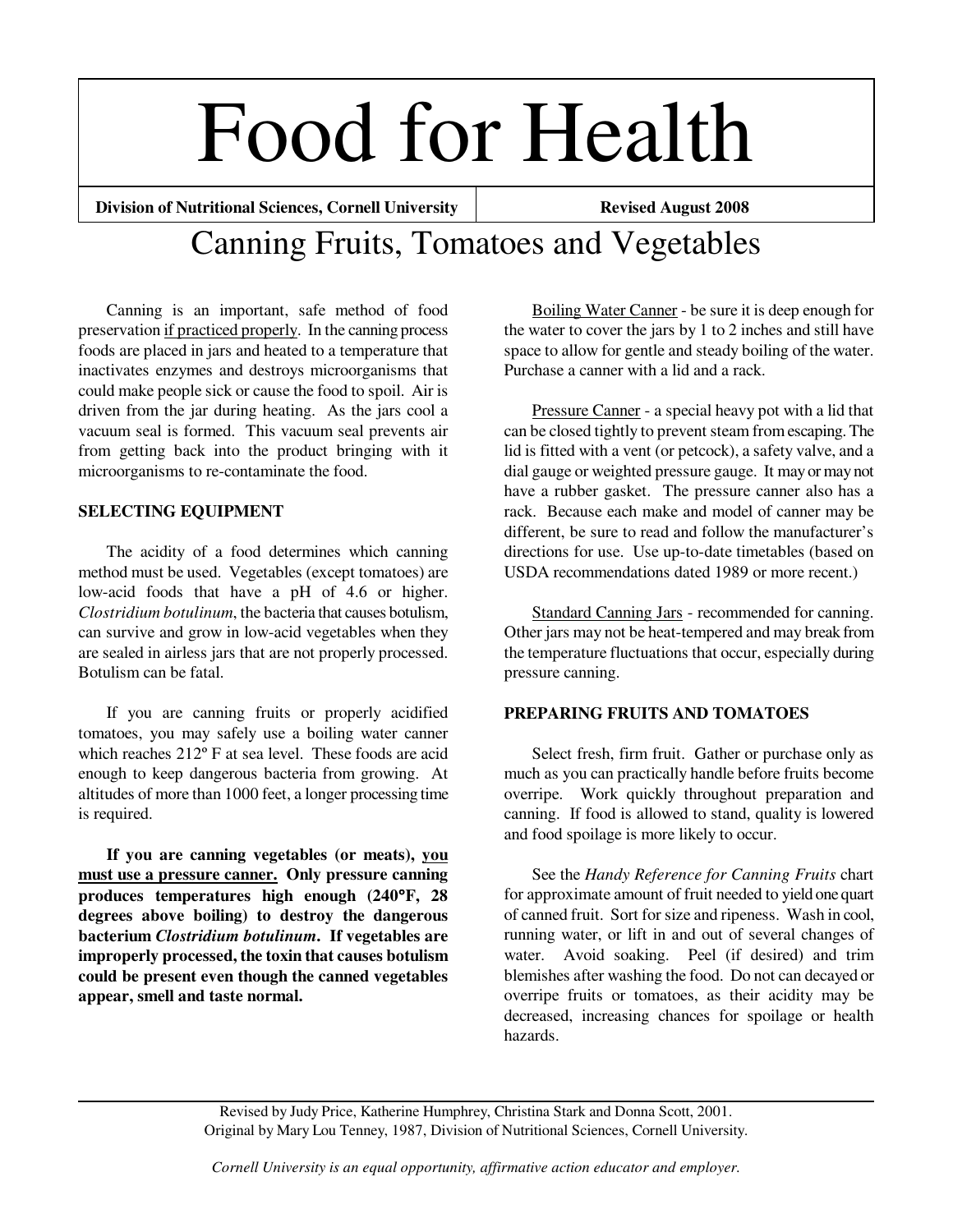# Food for Health

**Division of Nutritional Sciences, Cornell University** | **Revised August 2008**

## Canning Fruits, Tomatoes and Vegetables

Canning is an important, safe method of food preservation if practiced properly. In the canning process foods are placed in jars and heated to a temperature that inactivates enzymes and destroys microorganisms that could make people sick or cause the food to spoil. Air is driven from the jar during heating. As the jars cool a vacuum seal is formed. This vacuum seal prevents air from getting back into the product bringing with it microorganisms to re-contaminate the food.

### SELECTING EQUIPMENT

The acidity of a food determines which canning method must be used. Vegetables (except tomatoes) are low-acid foods that have a pH of 4.6 or higher. *Clostridium botulinum*, the bacteria that causes botulism, can survive and grow in low-acid vegetables when they are sealed in airless jars that are not properly processed. Botulism can be fatal.

If you are canning fruits or properly acidified tomatoes, you may safely use a boiling water canner which reaches 212º F at sea level. These foods are acid enough to keep dangerous bacteria from growing. At altitudes of more than 1000 feet, a longer processing time is required.

**If you are canning vegetables (or meats), you must use a pressure canner. Only pressure canning produces temperatures high enough (240°F, 28 degrees above boiling) to destroy the dangerous bacterium *Clostridium botulinum*. If vegetables are improperly processed, the toxin that causes botulism could be present even though the canned vegetables appear, smell and taste normal.**

Boiling Water Canner - be sure it is deep enough for the water to cover the jars by 1 to 2 inches and still have space to allow for gentle and steady boiling of the water. Purchase a canner with a lid and a rack.

Pressure Canner - a special heavy pot with a lid that can be closed tightly to prevent steam from escaping. The lid is fitted with a vent (or petcock), a safety valve, and a dial gauge or weighted pressure gauge. It may or may not have a rubber gasket. The pressure canner also has a rack. Because each make and model of canner may be different, be sure to read and follow the manufacturer's directions for use. Use up-to-date timetables (based on USDA recommendations dated 1989 or more recent.)

Standard Canning Jars - recommended for canning. Other jars may not be heat-tempered and may break from the temperature fluctuations that occur, especially during pressure canning.

### PREPARING FRUITS AND TOMATOES

Select fresh, firm fruit. Gather or purchase only as much as you can practically handle before fruits become overripe. Work quickly throughout preparation and canning. If food is allowed to stand, quality is lowered and food spoilage is more likely to occur.

See the *Handy Reference for Canning Fruits* chart for approximate amount of fruit needed to yield one quart of canned fruit. Sort for size and ripeness. Wash in cool, running water, or lift in and out of several changes of water. Avoid soaking. Peel (if desired) and trim blemishes after washing the food. Do not can decayed or overripe fruits or tomatoes, as their acidity may be decreased, increasing chances for spoilage or health hazards.

---

Revised by Judy Price, Katherine Humphrey, Christina Stark and Donna Scott, 2001.
Original by Mary Lou Tenney, 1987, Division of Nutritional Sciences, Cornell University.

*Cornell University is an equal opportunity, affirmative action educator and employer.*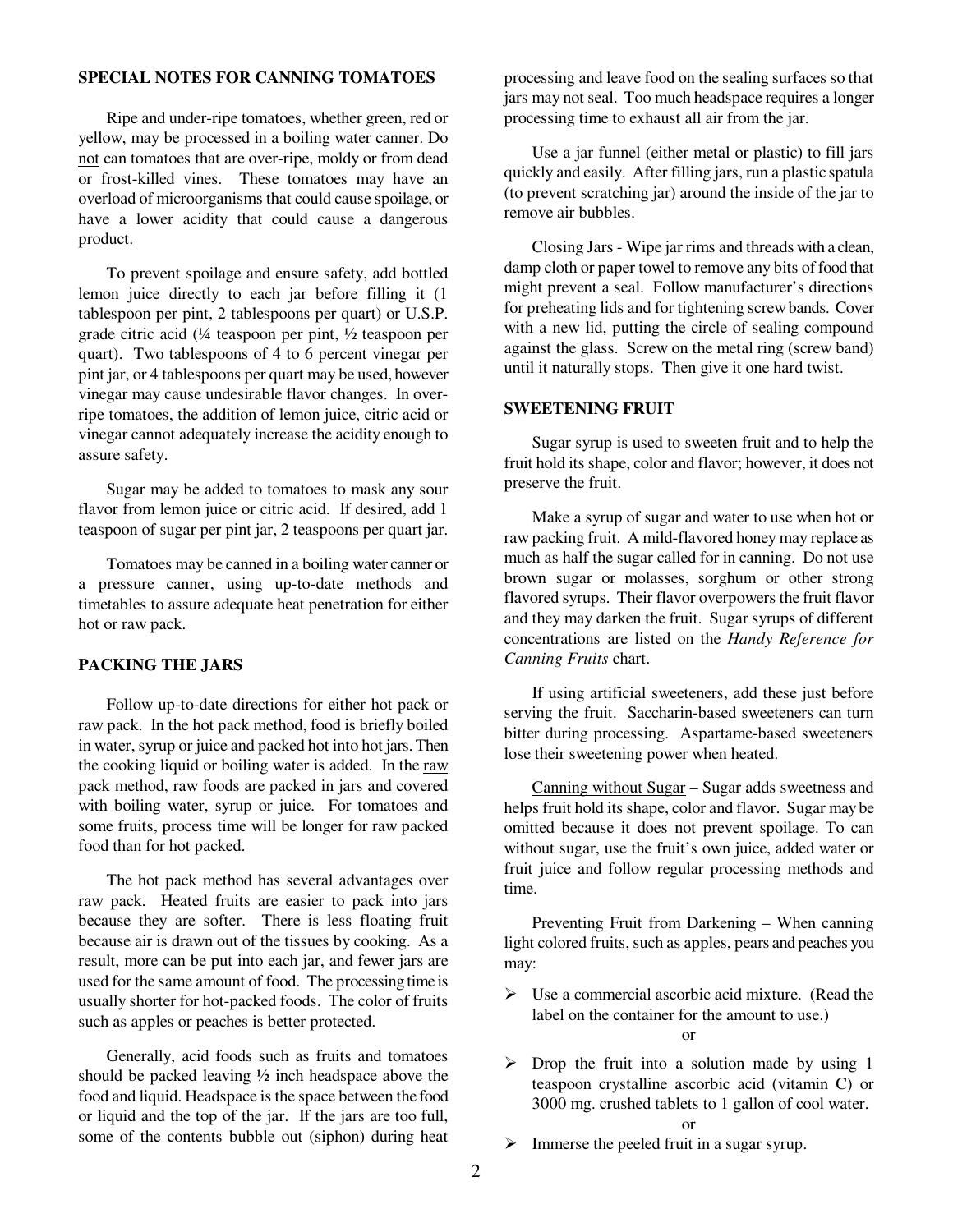## SPECIAL NOTES FOR CANNING TOMATOES

Ripe and under-ripe tomatoes, whether green, red or yellow, may be processed in a boiling water canner. Do not can tomatoes that are over-ripe, moldy or from dead or frost-killed vines. These tomatoes may have an overload of microorganisms that could cause spoilage, or have a lower acidity that could cause a dangerous product.

To prevent spoilage and ensure safety, add bottled lemon juice directly to each jar before filling it (1 tablespoon per pint, 2 tablespoons per quart) or U.S.P. grade citric acid (¼ teaspoon per pint, ½ teaspoon per quart). Two tablespoons of 4 to 6 percent vinegar per pint jar, or 4 tablespoons per quart may be used, however vinegar may cause undesirable flavor changes. In over-ripe tomatoes, the addition of lemon juice, citric acid or vinegar cannot adequately increase the acidity enough to assure safety.

Sugar may be added to tomatoes to mask any sour flavor from lemon juice or citric acid. If desired, add 1 teaspoon of sugar per pint jar, 2 teaspoons per quart jar.

Tomatoes may be canned in a boiling water canner or a pressure canner, using up-to-date methods and timetables to assure adequate heat penetration for either hot or raw pack.

## PACKING THE JARS

Follow up-to-date directions for either hot pack or raw pack. In the hot pack method, food is briefly boiled in water, syrup or juice and packed hot into hot jars. Then the cooking liquid or boiling water is added. In the raw pack method, raw foods are packed in jars and covered with boiling water, syrup or juice. For tomatoes and some fruits, process time will be longer for raw packed food than for hot packed.

The hot pack method has several advantages over raw pack. Heated fruits are easier to pack into jars because they are softer. There is less floating fruit because air is drawn out of the tissues by cooking. As a result, more can be put into each jar, and fewer jars are used for the same amount of food. The processing time is usually shorter for hot-packed foods. The color of fruits such as apples or peaches is better protected.

Generally, acid foods such as fruits and tomatoes should be packed leaving ½ inch headspace above the food and liquid. Headspace is the space between the food or liquid and the top of the jar. If the jars are too full, some of the contents bubble out (siphon) during heat processing and leave food on the sealing surfaces so that jars may not seal. Too much headspace requires a longer processing time to exhaust all air from the jar.

Use a jar funnel (either metal or plastic) to fill jars quickly and easily. After filling jars, run a plastic spatula (to prevent scratching jar) around the inside of the jar to remove air bubbles.

Closing Jars - Wipe jar rims and threads with a clean, damp cloth or paper towel to remove any bits of food that might prevent a seal. Follow manufacturer's directions for preheating lids and for tightening screw bands. Cover with a new lid, putting the circle of sealing compound against the glass. Screw on the metal ring (screw band) until it naturally stops. Then give it one hard twist.

## SWEETENING FRUIT

Sugar syrup is used to sweeten fruit and to help the fruit hold its shape, color and flavor; however, it does not preserve the fruit.

Make a syrup of sugar and water to use when hot or raw packing fruit. A mild-flavored honey may replace as much as half the sugar called for in canning. Do not use brown sugar or molasses, sorghum or other strong flavored syrups. Their flavor overpowers the fruit flavor and they may darken the fruit. Sugar syrups of different concentrations are listed on the *Handy Reference for Canning Fruits* chart.

If using artificial sweeteners, add these just before serving the fruit. Saccharin-based sweeteners can turn bitter during processing. Aspartame-based sweeteners lose their sweetening power when heated.

Canning without Sugar – Sugar adds sweetness and helps fruit hold its shape, color and flavor. Sugar may be omitted because it does not prevent spoilage. To can without sugar, use the fruit's own juice, added water or fruit juice and follow regular processing methods and time.

Preventing Fruit from Darkening – When canning light colored fruits, such as apples, pears and peaches you may:

- Use a commercial ascorbic acid mixture. (Read the label on the container for the amount to use.)

  or

- Drop the fruit into a solution made by using 1 teaspoon crystalline ascorbic acid (vitamin C) or 3000 mg. crushed tablets to 1 gallon of cool water.

  or

- Immerse the peeled fruit in a sugar syrup.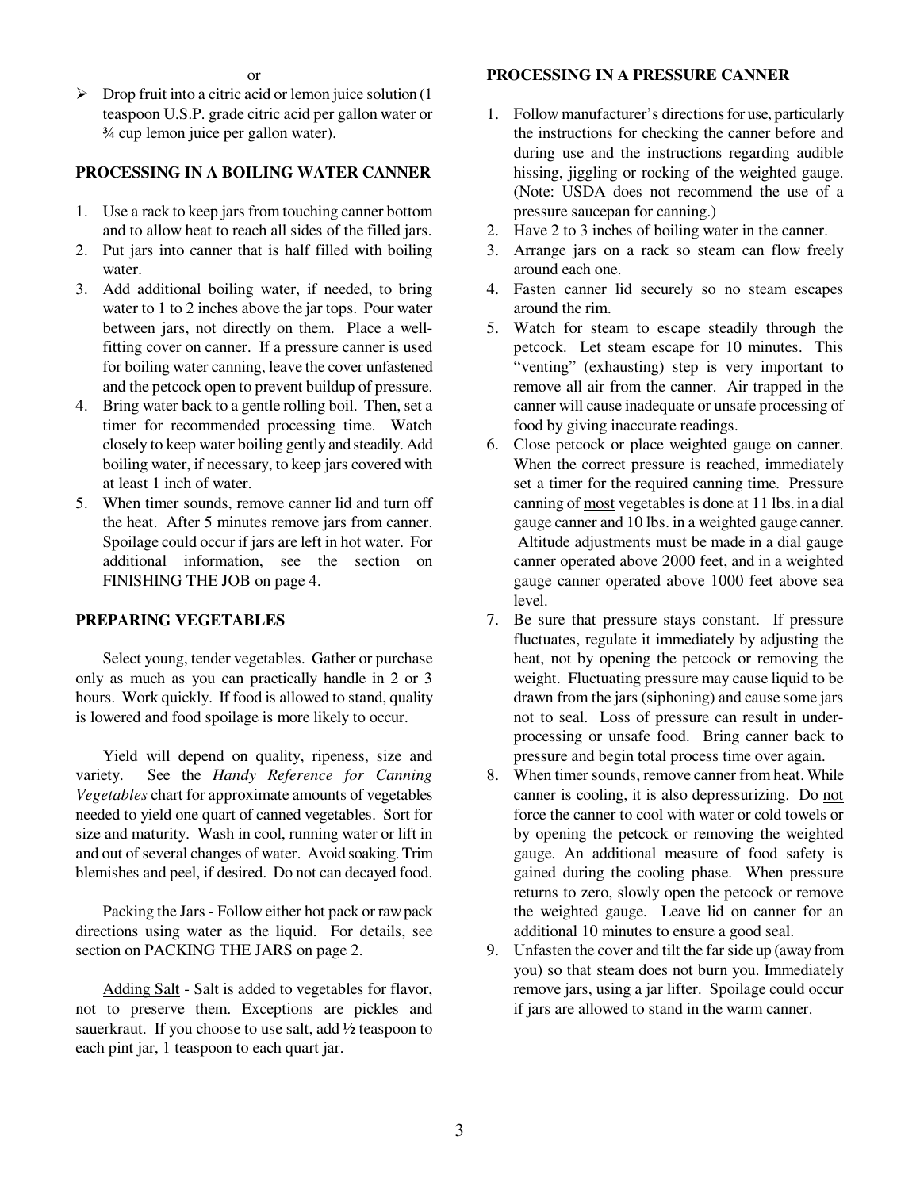or

- Drop fruit into a citric acid or lemon juice solution (1 teaspoon U.S.P. grade citric acid per gallon water or ¾ cup lemon juice per gallon water).

**PROCESSING IN A BOILING WATER CANNER**

1. Use a rack to keep jars from touching canner bottom and to allow heat to reach all sides of the filled jars.
2. Put jars into canner that is half filled with boiling water.
3. Add additional boiling water, if needed, to bring water to 1 to 2 inches above the jar tops. Pour water between jars, not directly on them. Place a well-fitting cover on canner. If a pressure canner is used for boiling water canning, leave the cover unfastened and the petcock open to prevent buildup of pressure.
4. Bring water back to a gentle rolling boil. Then, set a timer for recommended processing time. Watch closely to keep water boiling gently and steadily. Add boiling water, if necessary, to keep jars covered with at least 1 inch of water.
5. When timer sounds, remove canner lid and turn off the heat. After 5 minutes remove jars from canner. Spoilage could occur if jars are left in hot water. For additional information, see the section on FINISHING THE JOB on page 4.

**PREPARING VEGETABLES**

Select young, tender vegetables. Gather or purchase only as much as you can practically handle in 2 or 3 hours. Work quickly. If food is allowed to stand, quality is lowered and food spoilage is more likely to occur.

Yield will depend on quality, ripeness, size and variety. See the *Handy Reference for Canning Vegetables* chart for approximate amounts of vegetables needed to yield one quart of canned vegetables. Sort for size and maturity. Wash in cool, running water or lift in and out of several changes of water. Avoid soaking. Trim blemishes and peel, if desired. Do not can decayed food.

<u>Packing the Jars</u> - Follow either hot pack or raw pack directions using water as the liquid. For details, see section on PACKING THE JARS on page 2.

<u>Adding Salt</u> - Salt is added to vegetables for flavor, not to preserve them. Exceptions are pickles and sauerkraut. If you choose to use salt, add ½ teaspoon to each pint jar, 1 teaspoon to each quart jar.

**PROCESSING IN A PRESSURE CANNER**

1. Follow manufacturer's directions for use, particularly the instructions for checking the canner before and during use and the instructions regarding audible hissing, jiggling or rocking of the weighted gauge. (Note: USDA does not recommend the use of a pressure saucepan for canning.)
2. Have 2 to 3 inches of boiling water in the canner.
3. Arrange jars on a rack so steam can flow freely around each one.
4. Fasten canner lid securely so no steam escapes around the rim.
5. Watch for steam to escape steadily through the petcock. Let steam escape for 10 minutes. This "venting" (exhausting) step is very important to remove all air from the canner. Air trapped in the canner will cause inadequate or unsafe processing of food by giving inaccurate readings.
6. Close petcock or place weighted gauge on canner. When the correct pressure is reached, immediately set a timer for the required canning time. Pressure canning of <u>most</u> vegetables is done at 11 lbs. in a dial gauge canner and 10 lbs. in a weighted gauge canner. Altitude adjustments must be made in a dial gauge canner operated above 2000 feet, and in a weighted gauge canner operated above 1000 feet above sea level.
7. Be sure that pressure stays constant. If pressure fluctuates, regulate it immediately by adjusting the heat, not by opening the petcock or removing the weight. Fluctuating pressure may cause liquid to be drawn from the jars (siphoning) and cause some jars not to seal. Loss of pressure can result in under-processing or unsafe food. Bring canner back to pressure and begin total process time over again.
8. When timer sounds, remove canner from heat. While canner is cooling, it is also depressurizing. Do <u>not</u> force the canner to cool with water or cold towels or by opening the petcock or removing the weighted gauge. An additional measure of food safety is gained during the cooling phase. When pressure returns to zero, slowly open the petcock or remove the weighted gauge. Leave lid on canner for an additional 10 minutes to ensure a good seal.
9. Unfasten the cover and tilt the far side up (away from you) so that steam does not burn you. Immediately remove jars, using a jar lifter. Spoilage could occur if jars are allowed to stand in the warm canner.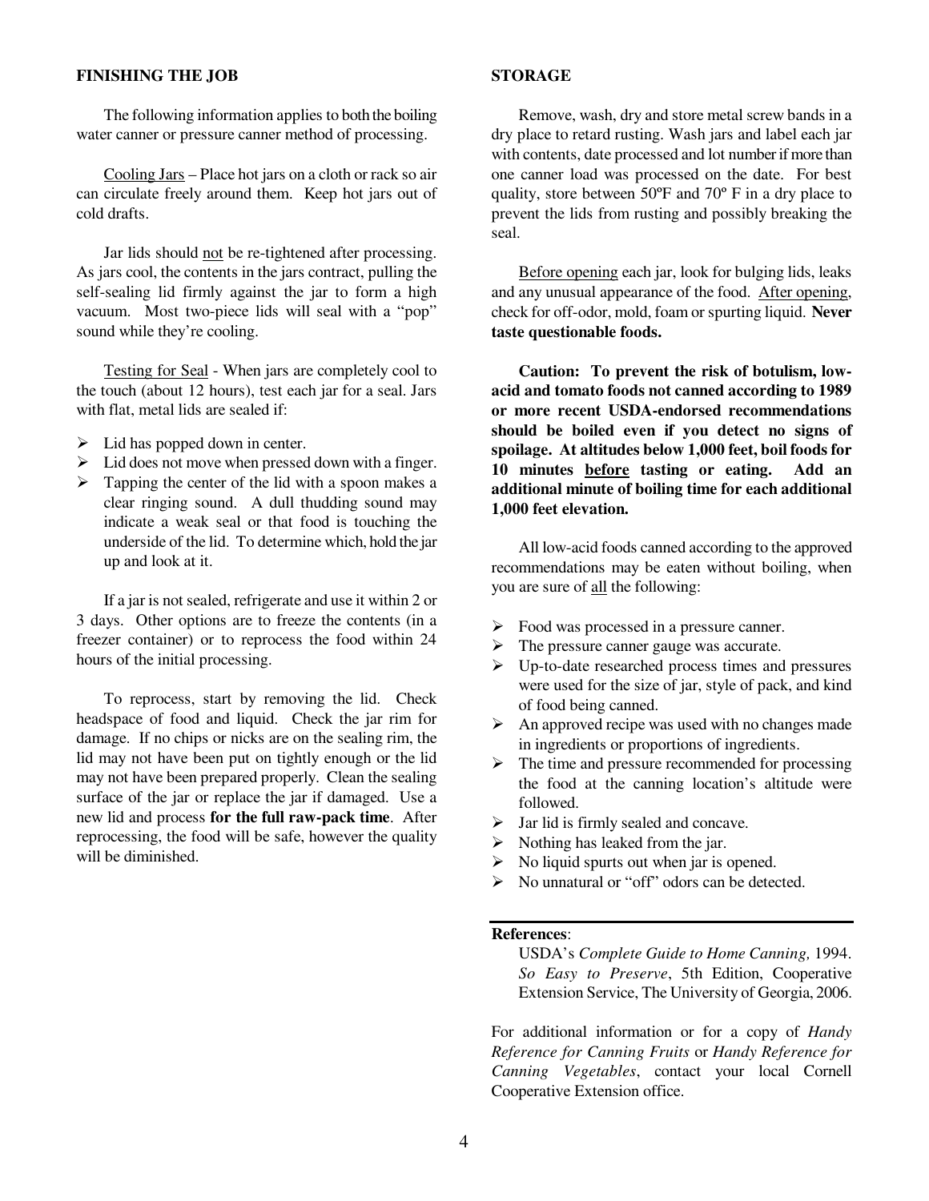## FINISHING THE JOB

The following information applies to both the boiling water canner or pressure canner method of processing.

Cooling Jars – Place hot jars on a cloth or rack so air can circulate freely around them. Keep hot jars out of cold drafts.

Jar lids should not be re-tightened after processing. As jars cool, the contents in the jars contract, pulling the self-sealing lid firmly against the jar to form a high vacuum. Most two-piece lids will seal with a "pop" sound while they're cooling.

Testing for Seal - When jars are completely cool to the touch (about 12 hours), test each jar for a seal. Jars with flat, metal lids are sealed if:

- Lid has popped down in center.
- Lid does not move when pressed down with a finger.
- Tapping the center of the lid with a spoon makes a clear ringing sound. A dull thudding sound may indicate a weak seal or that food is touching the underside of the lid. To determine which, hold the jar up and look at it.

If a jar is not sealed, refrigerate and use it within 2 or 3 days. Other options are to freeze the contents (in a freezer container) or to reprocess the food within 24 hours of the initial processing.

To reprocess, start by removing the lid. Check headspace of food and liquid. Check the jar rim for damage. If no chips or nicks are on the sealing rim, the lid may not have been put on tightly enough or the lid may not have been prepared properly. Clean the sealing surface of the jar or replace the jar if damaged. Use a new lid and process **for the full raw-pack time**. After reprocessing, the food will be safe, however the quality will be diminished.

## STORAGE

Remove, wash, dry and store metal screw bands in a dry place to retard rusting. Wash jars and label each jar with contents, date processed and lot number if more than one canner load was processed on the date. For best quality, store between 50ºF and 70º F in a dry place to prevent the lids from rusting and possibly breaking the seal.

Before opening each jar, look for bulging lids, leaks and any unusual appearance of the food. After opening, check for off-odor, mold, foam or spurting liquid. **Never taste questionable foods.**

**Caution: To prevent the risk of botulism, low-acid and tomato foods not canned according to 1989 or more recent USDA-endorsed recommendations should be boiled even if you detect no signs of spoilage. At altitudes below 1,000 feet, boil foods for 10 minutes before tasting or eating. Add an additional minute of boiling time for each additional 1,000 feet elevation.**

All low-acid foods canned according to the approved recommendations may be eaten without boiling, when you are sure of all the following:

- Food was processed in a pressure canner.
- The pressure canner gauge was accurate.
- Up-to-date researched process times and pressures were used for the size of jar, style of pack, and kind of food being canned.
- An approved recipe was used with no changes made in ingredients or proportions of ingredients.
- The time and pressure recommended for processing the food at the canning location's altitude were followed.
- Jar lid is firmly sealed and concave.
- Nothing has leaked from the jar.
- No liquid spurts out when jar is opened.
- No unnatural or "off" odors can be detected.

---

**References**:

USDA's *Complete Guide to Home Canning,* 1994.
*So Easy to Preserve*, 5th Edition, Cooperative Extension Service, The University of Georgia, 2006.

For additional information or for a copy of *Handy Reference for Canning Fruits* or *Handy Reference for Canning Vegetables*, contact your local Cornell Cooperative Extension office.